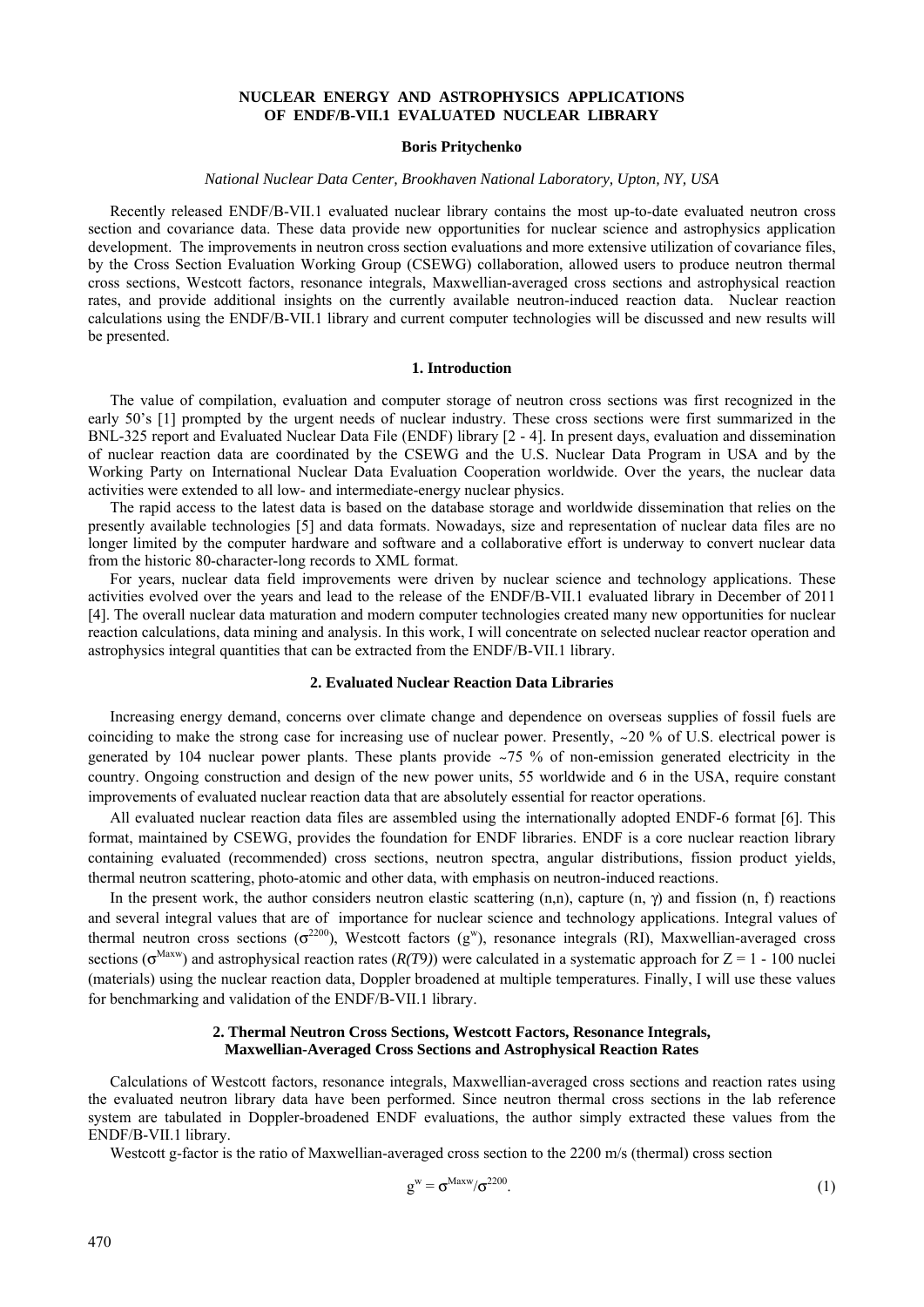# NUCLEAR ENERGY AND ASTROPHYSICS APPLICATIONS OF ENDF/B-VII.1 EVALUATED NUCLEAR LIBRARY

**Boris Pritychenko**

*National Nuclear Data Center, Brookhaven National Laboratory, Upton, NY, USA*

Recently released ENDF/B-VII.1 evaluated nuclear library contains the most up-to-date evaluated neutron cross section and covariance data. These data provide new opportunities for nuclear science and astrophysics application development. The improvements in neutron cross section evaluations and more extensive utilization of covariance files, by the Cross Section Evaluation Working Group (CSEWG) collaboration, allowed users to produce neutron thermal cross sections, Westcott factors, resonance integrals, Maxwellian-averaged cross sections and astrophysical reaction rates, and provide additional insights on the currently available neutron-induced reaction data. Nuclear reaction calculations using the ENDF/B-VII.1 library and current computer technologies will be discussed and new results will be presented.

## 1. Introduction

The value of compilation, evaluation and computer storage of neutron cross sections was first recognized in the early 50's [1] prompted by the urgent needs of nuclear industry. These cross sections were first summarized in the BNL-325 report and Evaluated Nuclear Data File (ENDF) library [2 - 4]. In present days, evaluation and dissemination of nuclear reaction data are coordinated by the CSEWG and the U.S. Nuclear Data Program in USA and by the Working Party on International Nuclear Data Evaluation Cooperation worldwide. Over the years, the nuclear data activities were extended to all low- and intermediate-energy nuclear physics.

The rapid access to the latest data is based on the database storage and worldwide dissemination that relies on the presently available technologies [5] and data formats. Nowadays, size and representation of nuclear data files are no longer limited by the computer hardware and software and a collaborative effort is underway to convert nuclear data from the historic 80-character-long records to XML format.

For years, nuclear data field improvements were driven by nuclear science and technology applications. These activities evolved over the years and lead to the release of the ENDF/B-VII.1 evaluated library in December of 2011 [4]. The overall nuclear data maturation and modern computer technologies created many new opportunities for nuclear reaction calculations, data mining and analysis. In this work, I will concentrate on selected nuclear reactor operation and astrophysics integral quantities that can be extracted from the ENDF/B-VII.1 library.

## 2. Evaluated Nuclear Reaction Data Libraries

Increasing energy demand, concerns over climate change and dependence on overseas supplies of fossil fuels are coinciding to make the strong case for increasing use of nuclear power. Presently, ~20 % of U.S. electrical power is generated by 104 nuclear power plants. These plants provide ~75 % of non-emission generated electricity in the country. Ongoing construction and design of the new power units, 55 worldwide and 6 in the USA, require constant improvements of evaluated nuclear reaction data that are absolutely essential for reactor operations.

All evaluated nuclear reaction data files are assembled using the internationally adopted ENDF-6 format [6]. This format, maintained by CSEWG, provides the foundation for ENDF libraries. ENDF is a core nuclear reaction library containing evaluated (recommended) cross sections, neutron spectra, angular distributions, fission product yields, thermal neutron scattering, photo-atomic and other data, with emphasis on neutron-induced reactions.

In the present work, the author considers neutron elastic scattering (n,n), capture (n, $\gamma$) and fission (n, f) reactions and several integral values that are of importance for nuclear science and technology applications. Integral values of thermal neutron cross sections ($\sigma^{2200}$), Westcott factors ($g^{w}$), resonance integrals (RI), Maxwellian-averaged cross sections ($\sigma^{Maxw}$) and astrophysical reaction rates (*R(T9)*) were calculated in a systematic approach for Z = 1 - 100 nuclei (materials) using the nuclear reaction data, Doppler broadened at multiple temperatures. Finally, I will use these values for benchmarking and validation of the ENDF/B-VII.1 library.

## 2. Thermal Neutron Cross Sections, Westcott Factors, Resonance Integrals, Maxwellian-Averaged Cross Sections and Astrophysical Reaction Rates

Calculations of Westcott factors, resonance integrals, Maxwellian-averaged cross sections and reaction rates using the evaluated neutron library data have been performed. Since neutron thermal cross sections in the lab reference system are tabulated in Doppler-broadened ENDF evaluations, the author simply extracted these values from the ENDF/B-VII.1 library.

Westcott g-factor is the ratio of Maxwellian-averaged cross section to the 2200 m/s (thermal) cross section

$$g^{w} = \sigma^{Maxw}/\sigma^{2200}. \tag{1}$$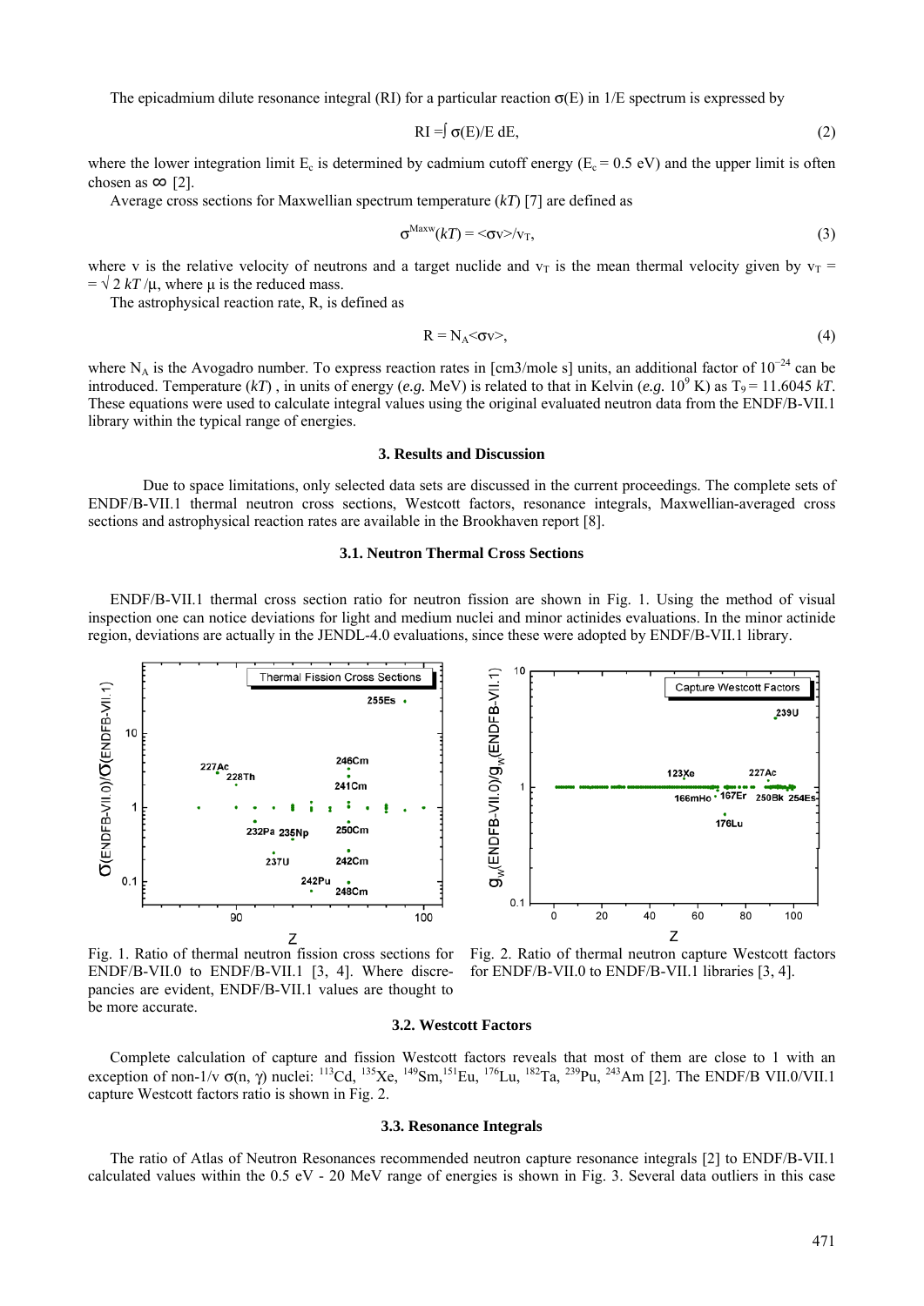The epicadmium dilute resonance integral (RI) for a particular reaction $\sigma(E)$ in 1/E spectrum is expressed by

$$RI = \int \sigma(E)/E \, dE, \quad (2)$$

where the lower integration limit $E_c$ is determined by cadmium cutoff energy ($E_c = 0.5$ eV) and the upper limit is often chosen as $\infty$ [2].

Average cross sections for Maxwellian spectrum temperature (*kT*) [7] are defined as

$$\sigma^{Maxw}(kT) = \langle\sigma v\rangle / v_T, \quad (3)$$

where v is the relative velocity of neutrons and a target nuclide and $v_T$ is the mean thermal velocity given by $v_T = \sqrt{2\,kT/\mu}$, where $\mu$ is the reduced mass.

The astrophysical reaction rate, R, is defined as

$$R = N_A \langle\sigma v\rangle, \quad (4)$$

where $N_A$ is the Avogadro number. To express reaction rates in [cm3/mole s] units, an additional factor of $10^{-24}$ can be introduced. Temperature (*kT*), in units of energy (*e.g.* MeV) is related to that in Kelvin (*e.g.* $10^9$ K) as $T_9 = 11.6045\,kT$. These equations were used to calculate integral values using the original evaluated neutron data from the ENDF/B-VII.1 library within the typical range of energies.

## 3. Results and Discussion

Due to space limitations, only selected data sets are discussed in the current proceedings. The complete sets of ENDF/B-VII.1 thermal neutron cross sections, Westcott factors, resonance integrals, Maxwellian-averaged cross sections and astrophysical reaction rates are available in the Brookhaven report [8].

### 3.1. Neutron Thermal Cross Sections

ENDF/B-VII.1 thermal cross section ratio for neutron fission are shown in Fig. 1. Using the method of visual inspection one can notice deviations for light and medium nuclei and minor actinides evaluations. In the minor actinide region, deviations are actually in the JENDL-4.0 evaluations, since these were adopted by ENDF/B-VII.1 library.

Fig. 1. Ratio of thermal neutron fission cross sections for ENDF/B-VII.0 to ENDF/B-VII.1 [3, 4]. Where discrepancies are evident, ENDF/B-VII.1 values are thought to be more accurate.

Fig. 2. Ratio of thermal neutron capture Westcott factors for ENDF/B-VII.0 to ENDF/B-VII.1 libraries [3, 4].

### 3.2. Westcott Factors

Complete calculation of capture and fission Westcott factors reveals that most of them are close to 1 with an exception of non-1/v $\sigma$(n, $\gamma$) nuclei: $^{113}$Cd, $^{135}$Xe, $^{149}$Sm, $^{151}$Eu, $^{176}$Lu, $^{182}$Ta, $^{239}$Pu, $^{243}$Am [2]. The ENDF/B VII.0/VII.1 capture Westcott factors ratio is shown in Fig. 2.

### 3.3. Resonance Integrals

The ratio of Atlas of Neutron Resonances recommended neutron capture resonance integrals [2] to ENDF/B-VII.1 calculated values within the 0.5 eV - 20 MeV range of energies is shown in Fig. 3. Several data outliers in this case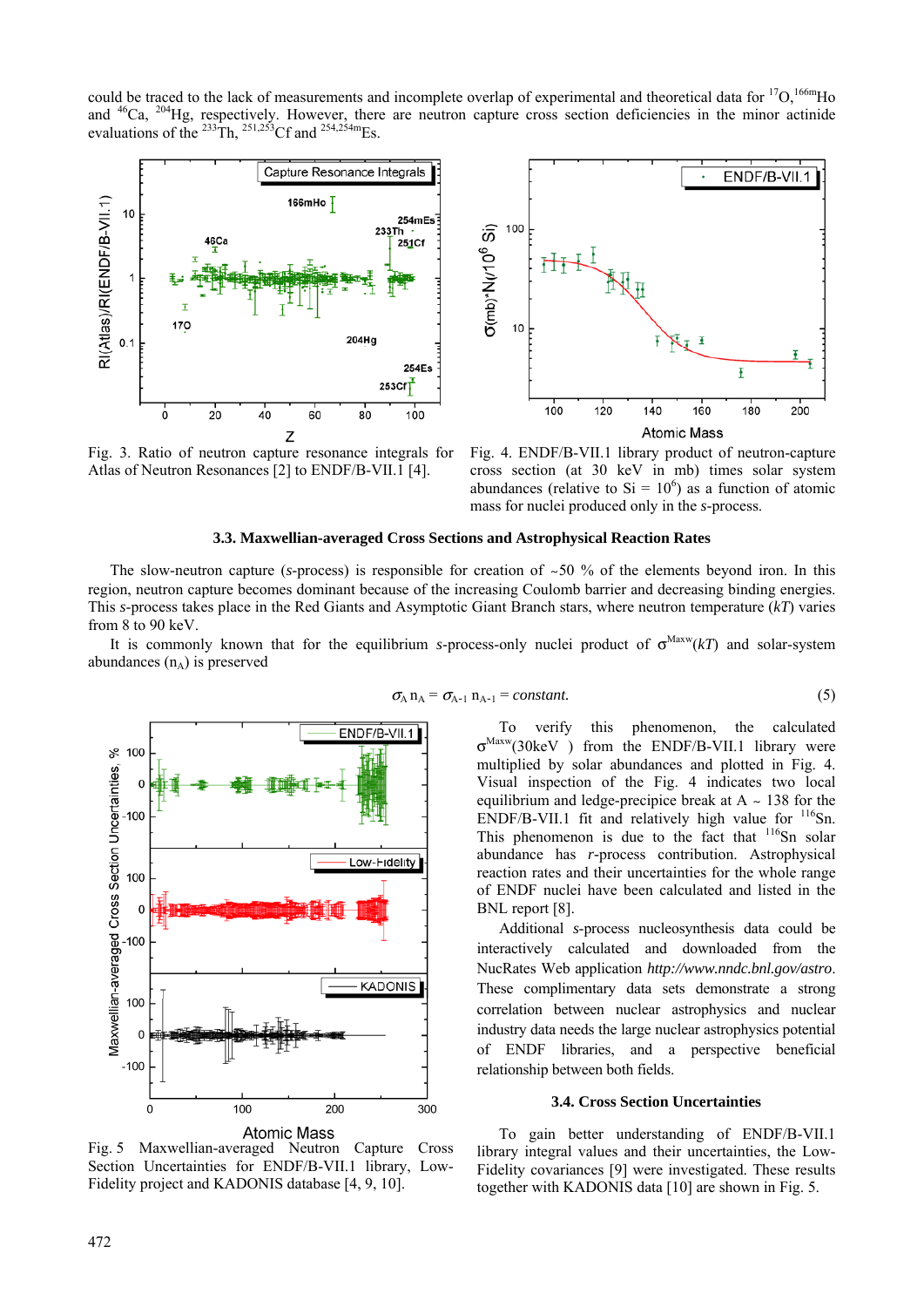could be traced to the lack of measurements and incomplete overlap of experimental and theoretical data for $^{17}$O, $^{166m}$Ho and $^{46}$Ca, $^{204}$Hg, respectively. However, there are neutron capture cross section deficiencies in the minor actinide evaluations of the $^{233}$Th, $^{251,253}$Cf and $^{254,254m}$Es.

Fig. 3. Ratio of neutron capture resonance integrals for Atlas of Neutron Resonances [2] to ENDF/B-VII.1 [4].

Fig. 4. ENDF/B-VII.1 library product of neutron-capture cross section (at 30 keV in mb) times solar system abundances (relative to Si = $10^6$) as a function of atomic mass for nuclei produced only in the *s*-process.

### 3.3. Maxwellian-averaged Cross Sections and Astrophysical Reaction Rates

The slow-neutron capture (*s*-process) is responsible for creation of ~50 % of the elements beyond iron. In this region, neutron capture becomes dominant because of the increasing Coulomb barrier and decreasing binding energies. This *s*-process takes place in the Red Giants and Asymptotic Giant Branch stars, where neutron temperature ($kT$) varies from 8 to 90 keV.

It is commonly known that for the equilibrium *s*-process-only nuclei product of $\sigma^{Maxw}(kT)$ and solar-system abundances ($n_A$) is preserved

$$\sigma_A n_A = \sigma_{A-1} n_{A-1} = constant. \quad (5)$$

To verify this phenomenon, the calculated $\sigma^{Maxw}$(30keV ) from the ENDF/B-VII.1 library were multiplied by solar abundances and plotted in Fig. 4. Visual inspection of the Fig. 4 indicates two local equilibrium and ledge-precipice break at A ~ 138 for the ENDF/B-VII.1 fit and relatively high value for $^{116}$Sn. This phenomenon is due to the fact that $^{116}$Sn solar abundance has *r*-process contribution. Astrophysical reaction rates and their uncertainties for the whole range of ENDF nuclei have been calculated and listed in the BNL report [8].

Additional *s*-process nucleosynthesis data could be interactively calculated and downloaded from the NucRates Web application *http://www.nndc.bnl.gov/astro*. These complimentary data sets demonstrate a strong correlation between nuclear astrophysics and nuclear industry data needs the large nuclear astrophysics potential of ENDF libraries, and a perspective beneficial relationship between both fields.

Fig. 5 Maxwellian-averaged Neutron Capture Cross Section Uncertainties for ENDF/B-VII.1 library, Low-Fidelity project and KADONIS database [4, 9, 10].

### 3.4. Cross Section Uncertainties

To gain better understanding of ENDF/B-VII.1 library integral values and their uncertainties, the Low-Fidelity covariances [9] were investigated. These results together with KADONIS data [10] are shown in Fig. 5.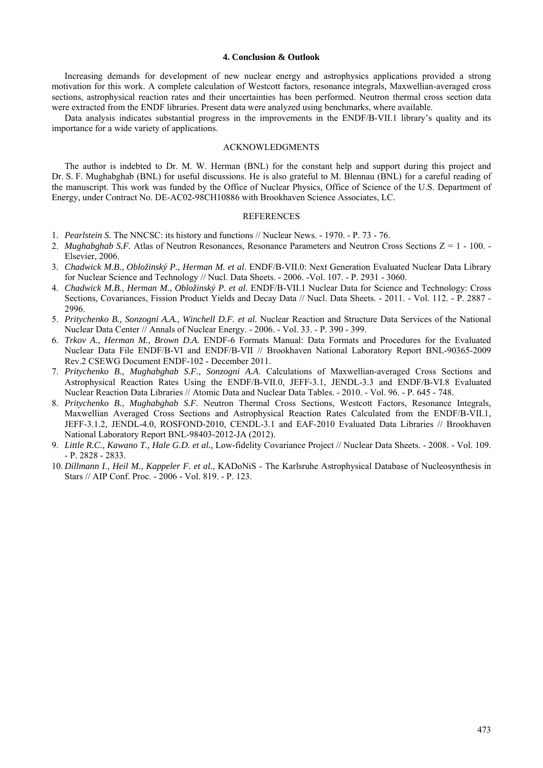### 4. Conclusion & Outlook

Increasing demands for development of new nuclear energy and astrophysics applications provided a strong motivation for this work. A complete calculation of Westcott factors, resonance integrals, Maxwellian-averaged cross sections, astrophysical reaction rates and their uncertainties has been performed. Neutron thermal cross section data were extracted from the ENDF libraries. Present data were analyzed using benchmarks, where available.

Data analysis indicates substantial progress in the improvements in the ENDF/B-VII.1 library's quality and its importance for a wide variety of applications.

### ACKNOWLEDGMENTS

The author is indebted to Dr. M. W. Herman (BNL) for the constant help and support during this project and Dr. S. F. Mughabghab (BNL) for useful discussions. He is also grateful to M. Blennau (BNL) for a careful reading of the manuscript. This work was funded by the Office of Nuclear Physics, Office of Science of the U.S. Department of Energy, under Contract No. DE-AC02-98CH10886 with Brookhaven Science Associates, LC.

### REFERENCES

1. *Pearlstein S.* The NNCSC: its history and functions // Nuclear News. - 1970. - P. 73 - 76.
2. *Mughabghab S.F.* Atlas of Neutron Resonances, Resonance Parameters and Neutron Cross Sections Z = 1 - 100. - Elsevier, 2006.
3. *Chadwick M.B., Obložinský P., Herman M. et al*. ENDF/B-VII.0: Next Generation Evaluated Nuclear Data Library for Nuclear Science and Technology // Nucl. Data Sheets. - 2006. -Vol. 107. - P. 2931 - 3060.
4. *Chadwick M.B., Herman M., Obložinský P. et al.* ENDF/B-VII.1 Nuclear Data for Science and Technology: Cross Sections, Covariances, Fission Product Yields and Decay Data // Nucl. Data Sheets. - 2011. - Vol. 112. - P. 2887 - 2996.
5. *Pritychenko B., Sonzogni A.A., Winchell D.F. et al.* Nuclear Reaction and Structure Data Services of the National Nuclear Data Center // Annals of Nuclear Energy. - 2006. - Vol. 33. - P. 390 - 399.
6. *Trkov A., Herman M., Brown D.A.* ENDF-6 Formats Manual: Data Formats and Procedures for the Evaluated Nuclear Data File ENDF/B-VI and ENDF/B-VII // Brookhaven National Laboratory Report BNL-90365-2009 Rev.2 CSEWG Document ENDF-102 - December 2011.
7. *Pritychenko B., Mughabghab S.F., Sonzogni A.A.* Calculations of Maxwellian-averaged Cross Sections and Astrophysical Reaction Rates Using the ENDF/B-VII.0, JEFF-3.1, JENDL-3.3 and ENDF/B-VI.8 Evaluated Nuclear Reaction Data Libraries // Atomic Data and Nuclear Data Tables. - 2010. - Vol. 96. - P. 645 - 748.
8. *Pritychenko B., Mughabghab S.F.* Neutron Thermal Cross Sections, Westcott Factors, Resonance Integrals, Maxwellian Averaged Cross Sections and Astrophysical Reaction Rates Calculated from the ENDF/B-VII.1, JEFF-3.1.2, JENDL-4.0, ROSFOND-2010, CENDL-3.1 and EAF-2010 Evaluated Data Libraries // Brookhaven National Laboratory Report BNL-98403-2012-JA (2012).
9. *Little R.C., Kawano T., Hale G.D. et al.,* Low-fidelity Covariance Project // Nuclear Data Sheets. - 2008. - Vol. 109. - P. 2828 - 2833.
10. *Dillmann I., Heil M., Kappeler F. et al.,* KADoNiS - The Karlsruhe Astrophysical Database of Nucleosynthesis in Stars // AIP Conf. Proc. - 2006 - Vol. 819. - P. 123.